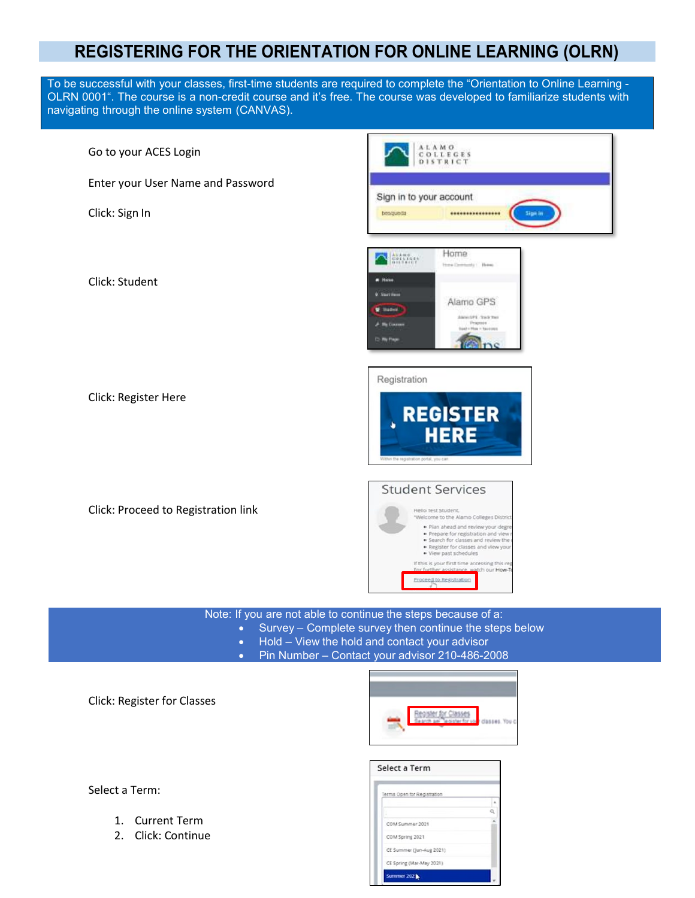# REGISTERING FOR THE ORIENTATION FOR ONLINE LEARNING (OLRN)

To be successful with your classes, first-time students are required to complete the "Orientation to Online Learning - OLRN 0001". The course is a non-credit course and it's free. The course was developed to familiarize students with navigating through the online system (CANVAS).

Go to your ACES Login

Enter your User Name and Password

Click: Sign In

Click: Student

Click: Register Here

Click: Proceed to Registration link

Note: If you are not able to continue the steps because of a:

- Survey – Complete survey then continue the steps below
- Hold – View the hold and contact your advisor
- Pin Number – Contact your advisor 210-486-2008

Click: Register for Classes

Select a Term:

1. Current Term
2. Click: Continue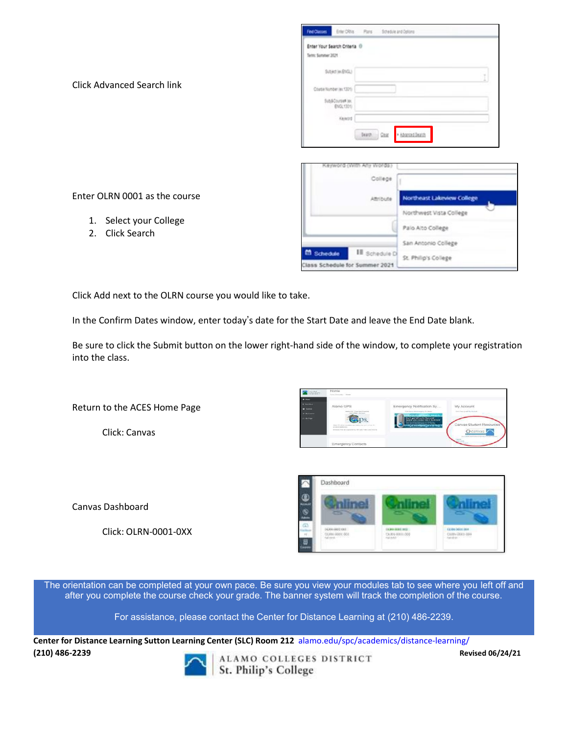Click Advanced Search link

Enter OLRN 0001 as the course

1. Select your College
2. Click Search

Click Add next to the OLRN course you would like to take.

In the Confirm Dates window, enter today's date for the Start Date and leave the End Date blank.

Be sure to click the Submit button on the lower right-hand side of the window, to complete your registration into the class.

Return to the ACES Home Page

Click: Canvas

Canvas Dashboard

Click: OLRN-0001-0XX

The orientation can be completed at your own pace. Be sure you view your modules tab to see where you left off and after you complete the course check your grade. The banner system will track the completion of the course.

For assistance, please contact the Center for Distance Learning at (210) 486-2239.

**Center for Distance Learning Sutton Learning Center (SLC) Room 212** alamo.edu/spc/academics/distance-learning/
**(210) 486-2239**

**Revised 06/24/21**

ALAMO COLLEGES DISTRICT
St. Philip's College